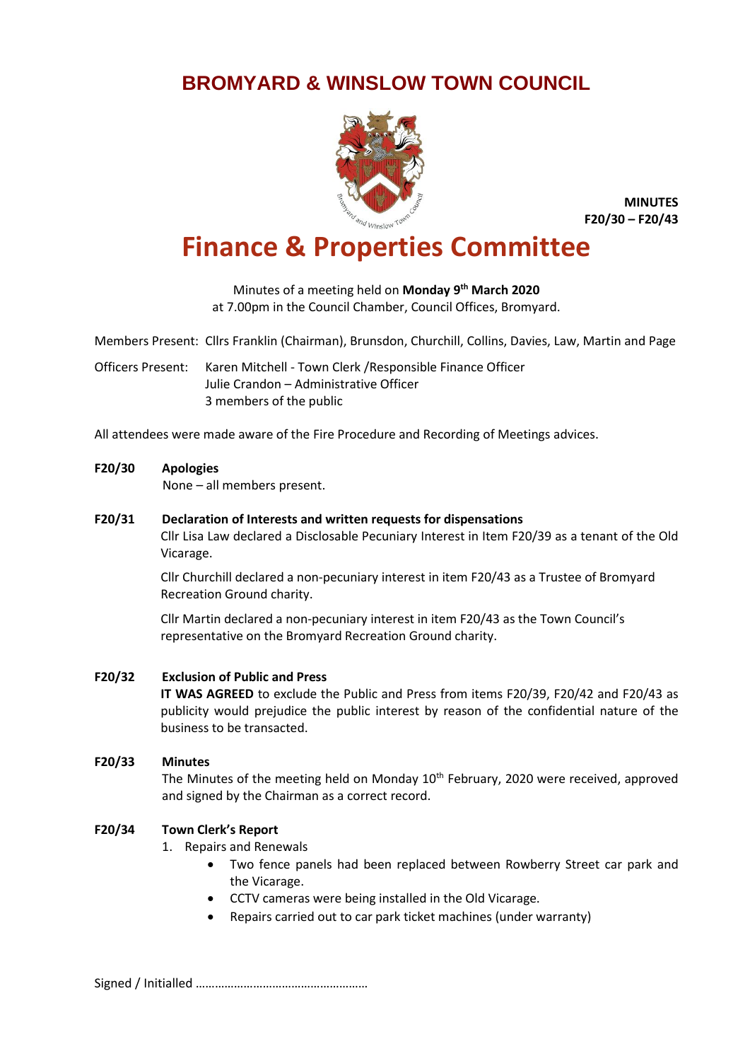# BROMYARD & WINSLOW TOWN COUNCIL

**MINUTES**
**F20/30 – F20/43**

# Finance & Properties Committee

Minutes of a meeting held on **Monday 9th March 2020** at 7.00pm in the Council Chamber, Council Offices, Bromyard.

Members Present: Cllrs Franklin (Chairman), Brunsdon, Churchill, Collins, Davies, Law, Martin and Page

Officers Present: Karen Mitchell - Town Clerk /Responsible Finance Officer
Julie Crandon – Administrative Officer
3 members of the public

All attendees were made aware of the Fire Procedure and Recording of Meetings advices.

**F20/30 Apologies**

None – all members present.

**F20/31 Declaration of Interests and written requests for dispensations**

Cllr Lisa Law declared a Disclosable Pecuniary Interest in Item F20/39 as a tenant of the Old Vicarage.

Cllr Churchill declared a non-pecuniary interest in item F20/43 as a Trustee of Bromyard Recreation Ground charity.

Cllr Martin declared a non-pecuniary interest in item F20/43 as the Town Council's representative on the Bromyard Recreation Ground charity.

**F20/32 Exclusion of Public and Press**

**IT WAS AGREED** to exclude the Public and Press from items F20/39, F20/42 and F20/43 as publicity would prejudice the public interest by reason of the confidential nature of the business to be transacted.

**F20/33 Minutes**

The Minutes of the meeting held on Monday 10th February, 2020 were received, approved and signed by the Chairman as a correct record.

**F20/34 Town Clerk's Report**

1. Repairs and Renewals
   - Two fence panels had been replaced between Rowberry Street car park and the Vicarage.
   - CCTV cameras were being installed in the Old Vicarage.
   - Repairs carried out to car park ticket machines (under warranty)

Signed / Initialled ………………………………………………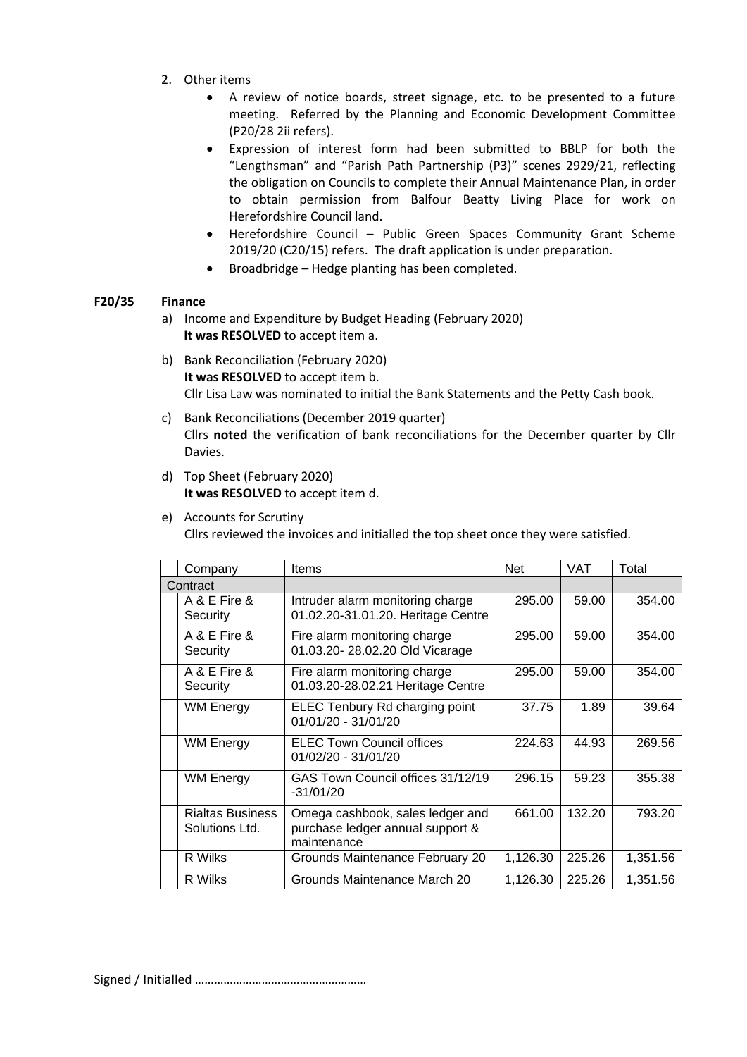2. Other items
   - A review of notice boards, street signage, etc. to be presented to a future meeting. Referred by the Planning and Economic Development Committee (P20/28 2ii refers).
   - Expression of interest form had been submitted to BBLP for both the "Lengthsman" and "Parish Path Partnership (P3)" scenes 2929/21, reflecting the obligation on Councils to complete their Annual Maintenance Plan, in order to obtain permission from Balfour Beatty Living Place for work on Herefordshire Council land.
   - Herefordshire Council – Public Green Spaces Community Grant Scheme 2019/20 (C20/15) refers. The draft application is under preparation.
   - Broadbridge – Hedge planting has been completed.

**F20/35 Finance**

a) Income and Expenditure by Budget Heading (February 2020)
   **It was RESOLVED** to accept item a.

b) Bank Reconciliation (February 2020)
   **It was RESOLVED** to accept item b.
   Cllr Lisa Law was nominated to initial the Bank Statements and the Petty Cash book.

c) Bank Reconciliations (December 2019 quarter)
   Cllrs **noted** the verification of bank reconciliations for the December quarter by Cllr Davies.

d) Top Sheet (February 2020)
   **It was RESOLVED** to accept item d.

e) Accounts for Scrutiny
   Cllrs reviewed the invoices and initialled the top sheet once they were satisfied.

| | Company | Items | Net | VAT | Total |
|---|---|---|---|---|---|
| Contract | | | | | |
| | A & E Fire & Security | Intruder alarm monitoring charge 01.02.20-31.01.20. Heritage Centre | 295.00 | 59.00 | 354.00 |
| | A & E Fire & Security | Fire alarm monitoring charge 01.03.20- 28.02.20 Old Vicarage | 295.00 | 59.00 | 354.00 |
| | A & E Fire & Security | Fire alarm monitoring charge 01.03.20-28.02.21 Heritage Centre | 295.00 | 59.00 | 354.00 |
| | WM Energy | ELEC Tenbury Rd charging point 01/01/20 - 31/01/20 | 37.75 | 1.89 | 39.64 |
| | WM Energy | ELEC Town Council offices 01/02/20 - 31/01/20 | 224.63 | 44.93 | 269.56 |
| | WM Energy | GAS Town Council offices 31/12/19 -31/01/20 | 296.15 | 59.23 | 355.38 |
| | Rialtas Business Solutions Ltd. | Omega cashbook, sales ledger and purchase ledger annual support & maintenance | 661.00 | 132.20 | 793.20 |
| | R Wilks | Grounds Maintenance February 20 | 1,126.30 | 225.26 | 1,351.56 |
| | R Wilks | Grounds Maintenance March 20 | 1,126.30 | 225.26 | 1,351.56 |

Signed / Initialled ………………………………………………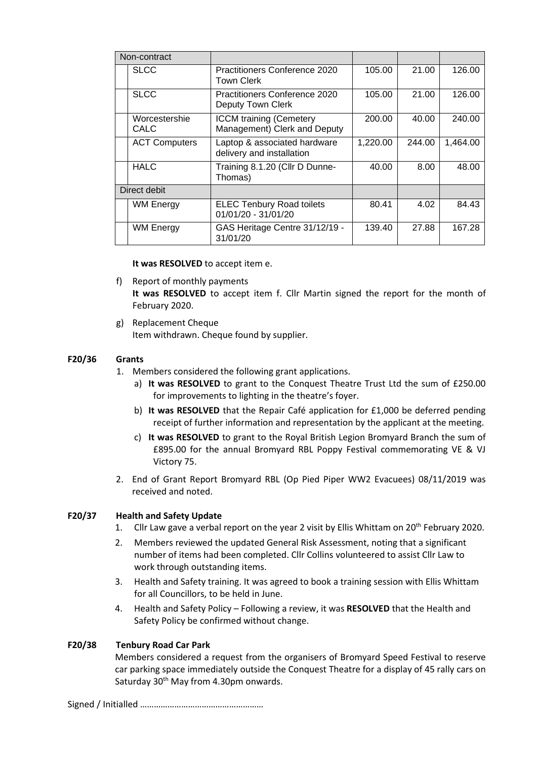| Non-contract | | | | |
|---|---|---|---|---|
| SLCC | Practitioners Conference 2020 Town Clerk | 105.00 | 21.00 | 126.00 |
| SLCC | Practitioners Conference 2020 Deputy Town Clerk | 105.00 | 21.00 | 126.00 |
| Worcestershie CALC | ICCM training (Cemetery Management) Clerk and Deputy | 200.00 | 40.00 | 240.00 |
| ACT Computers | Laptop & associated hardware delivery and installation | 1,220.00 | 244.00 | 1,464.00 |
| HALC | Training 8.1.20 (Cllr D Dunne-Thomas) | 40.00 | 8.00 | 48.00 |
| Direct debit | | | | |
| WM Energy | ELEC Tenbury Road toilets 01/01/20 - 31/01/20 | 80.41 | 4.02 | 84.43 |
| WM Energy | GAS Heritage Centre 31/12/19 - 31/01/20 | 139.40 | 27.88 | 167.28 |

**It was RESOLVED** to accept item e.

f) Report of monthly payments
**It was RESOLVED** to accept item f. Cllr Martin signed the report for the month of February 2020.

g) Replacement Cheque
Item withdrawn. Cheque found by supplier.

**F20/36 Grants**

1. Members considered the following grant applications.
   a) **It was RESOLVED** to grant to the Conquest Theatre Trust Ltd the sum of £250.00 for improvements to lighting in the theatre's foyer.
   b) **It was RESOLVED** that the Repair Café application for £1,000 be deferred pending receipt of further information and representation by the applicant at the meeting.
   c) **It was RESOLVED** to grant to the Royal British Legion Bromyard Branch the sum of £895.00 for the annual Bromyard RBL Poppy Festival commemorating VE & VJ Victory 75.
2. End of Grant Report Bromyard RBL (Op Pied Piper WW2 Evacuees) 08/11/2019 was received and noted.

**F20/37 Health and Safety Update**

1. Cllr Law gave a verbal report on the year 2 visit by Ellis Whittam on 20th February 2020.
2. Members reviewed the updated General Risk Assessment, noting that a significant number of items had been completed. Cllr Collins volunteered to assist Cllr Law to work through outstanding items.
3. Health and Safety training. It was agreed to book a training session with Ellis Whittam for all Councillors, to be held in June.
4. Health and Safety Policy – Following a review, it was **RESOLVED** that the Health and Safety Policy be confirmed without change.

**F20/38 Tenbury Road Car Park**

Members considered a request from the organisers of Bromyard Speed Festival to reserve car parking space immediately outside the Conquest Theatre for a display of 45 rally cars on Saturday 30th May from 4.30pm onwards.

Signed / Initialled ………………………………………………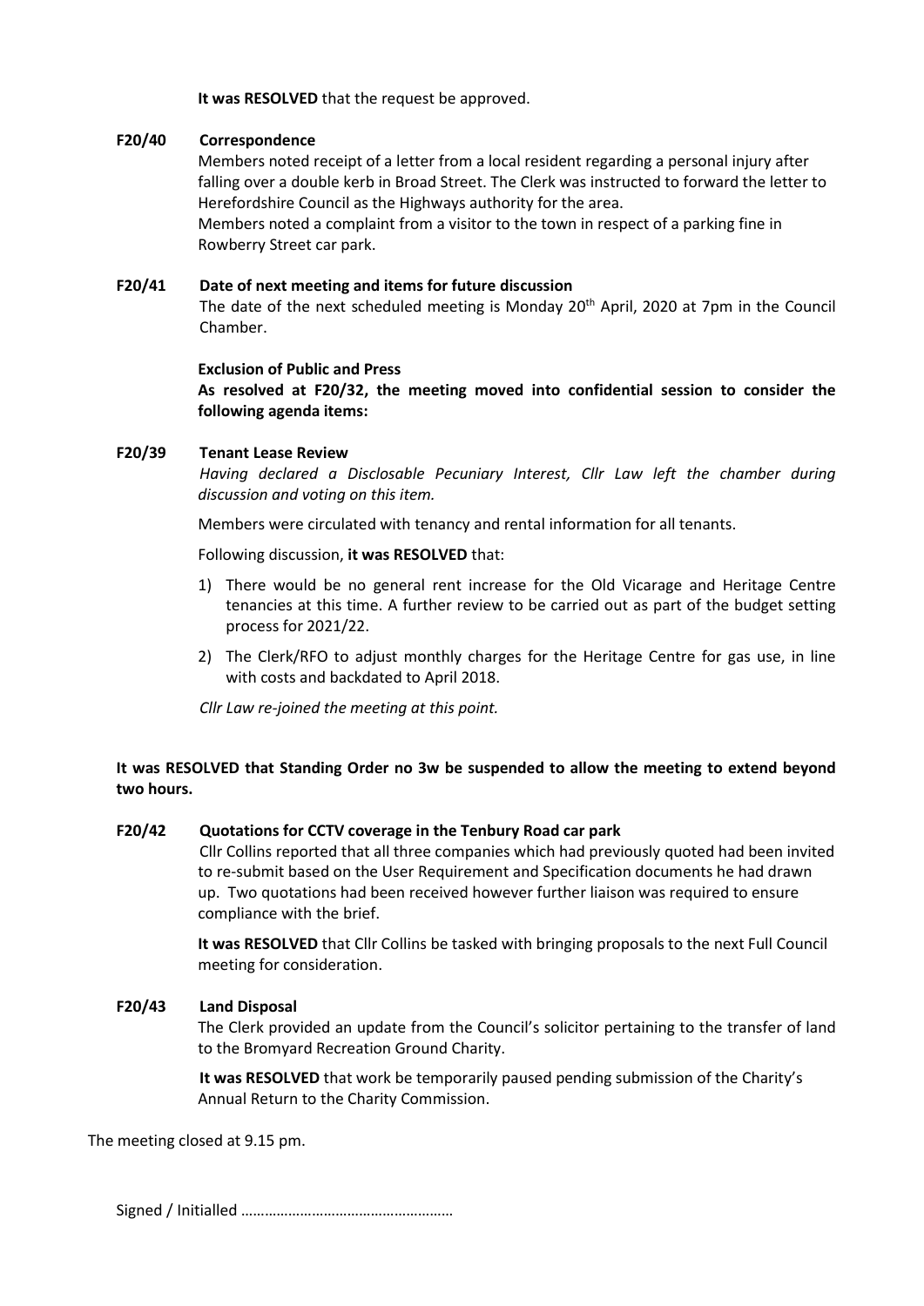**It was RESOLVED** that the request be approved.

**F20/40 Correspondence**

Members noted receipt of a letter from a local resident regarding a personal injury after falling over a double kerb in Broad Street. The Clerk was instructed to forward the letter to Herefordshire Council as the Highways authority for the area.

Members noted a complaint from a visitor to the town in respect of a parking fine in Rowberry Street car park.

**F20/41 Date of next meeting and items for future discussion**

The date of the next scheduled meeting is Monday 20th April, 2020 at 7pm in the Council Chamber.

**Exclusion of Public and Press**

**As resolved at F20/32, the meeting moved into confidential session to consider the following agenda items:**

**F20/39 Tenant Lease Review**

*Having declared a Disclosable Pecuniary Interest, Cllr Law left the chamber during discussion and voting on this item.*

Members were circulated with tenancy and rental information for all tenants.

Following discussion, **it was RESOLVED** that:

1) There would be no general rent increase for the Old Vicarage and Heritage Centre tenancies at this time. A further review to be carried out as part of the budget setting process for 2021/22.
2) The Clerk/RFO to adjust monthly charges for the Heritage Centre for gas use, in line with costs and backdated to April 2018.

*Cllr Law re-joined the meeting at this point.*

**It was RESOLVED that Standing Order no 3w be suspended to allow the meeting to extend beyond two hours.**

**F20/42 Quotations for CCTV coverage in the Tenbury Road car park**

Cllr Collins reported that all three companies which had previously quoted had been invited to re-submit based on the User Requirement and Specification documents he had drawn up. Two quotations had been received however further liaison was required to ensure compliance with the brief.

**It was RESOLVED** that Cllr Collins be tasked with bringing proposals to the next Full Council meeting for consideration.

**F20/43 Land Disposal**

The Clerk provided an update from the Council's solicitor pertaining to the transfer of land to the Bromyard Recreation Ground Charity.

**It was RESOLVED** that work be temporarily paused pending submission of the Charity's Annual Return to the Charity Commission.

The meeting closed at 9.15 pm.

Signed / Initialled ……………………………………………